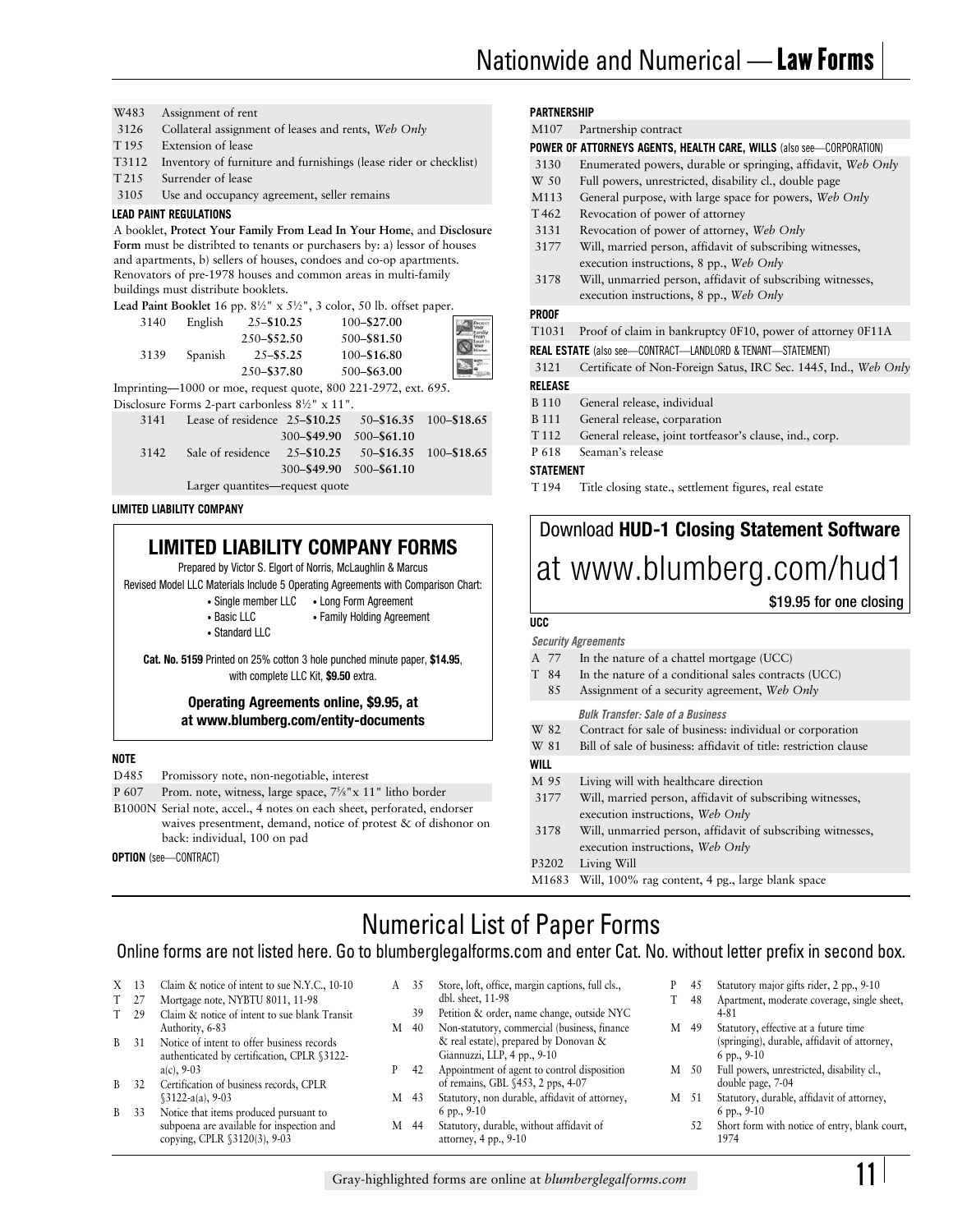# Nationwide and Numerical — **Law Forms**

| | |
|---|---|
| W483 | Assignment of rent |
| 3126 | Collateral assignment of leases and rents, *Web Only* |
| T 195 | Extension of lease |
| T3112 | Inventory of furniture and furnishings (lease rider or checklist) |
| T 215 | Surrender of lease |
| 3105 | Use and occupancy agreement, seller remains |

**LEAD PAINT REGULATIONS**

A booklet, **Protect Your Family From Lead In Your Home**, and **Disclosure Form** must be distribted to tenants or purchasers by: a) lessor of houses and apartments, b) sellers of houses, condoes and co-op apartments. Renovators of pre-1978 houses and common areas in multi-family buildings must distribute booklets.

**Lead Paint Booklet** 16 pp. 8½" x 5½", 3 color, 50 lb. offset paper.

| | | | |
|---|---|---|---|
| 3140 | English | 25–**$10.25** | 100–**$27.00** |
| | | 250–**$52.50** | 500–**$81.50** |
| 3139 | Spanish | 25–**$5.25** | 100–**$16.80** |
| | | 250–**$37.80** | 500–**$63.00** |

Imprinting—1000 or moe, request quote, 800 221-2972, ext. 695.

Disclosure Forms 2-part carbonless 8½" x 11".

| | | | | |
|---|---|---|---|---|
| 3141 | Lease of residence | 25–**$10.25** | 50–**$16.35** | 100–**$18.65** |
| | | 300–**$49.90** | 500–**$61.10** | |
| 3142 | Sale of residence | 25–**$10.25** | 50–**$16.35** | 100–**$18.65** |
| | | 300–**$49.90** | 500–**$61.10** | |
| | Larger quantites—request quote | | | |

**LIMITED LIABILITY COMPANY**

## LIMITED LIABILITY COMPANY FORMS

Prepared by Victor S. Elgort of Norris, McLaughlin & Marcus

Revised Model LLC Materials Include 5 Operating Agreements with Comparison Chart:

- Single member LLC
- Long Form Agreement
- Basic LLC
- Family Holding Agreement
- Standard LLC

**Cat. No. 5159** Printed on 25% cotton 3 hole punched minute paper, **$14.95**, with complete LLC Kit, **$9.50** extra.

**Operating Agreements online, $9.95, at at www.blumberg.com/entity-documents**

**NOTE**

| | |
|---|---|
| D485 | Promissory note, non-negotiable, interest |
| P 607 | Prom. note, witness, large space, 7⅝"x 11" litho border |
| B1000N | Serial note, accel., 4 notes on each sheet, perforated, endorser waives presentment, demand, notice of protest & of dishonor on back: individual, 100 on pad |

**OPTION** (see—CONTRACT)

**PARTNERSHIP**

| | |
|---|---|
| M107 | Partnership contract |

**POWER OF ATTORNEYS AGENTS, HEALTH CARE, WILLS** (also see—CORPORATION)

| | |
|---|---|
| 3130 | Enumerated powers, durable or springing, affidavit, *Web Only* |
| W 50 | Full powers, unrestricted, disability cl., double page |
| M113 | General purpose, with large space for powers, *Web Only* |
| T462 | Revocation of power of attorney |
| 3131 | Revocation of power of attorney, *Web Only* |
| 3177 | Will, married person, affidavit of subscribing witnesses, execution instructions, 8 pp., *Web Only* |
| 3178 | Will, unmarried person, affidavit of subscribing witnesses, execution instructions, 8 pp., *Web Only* |

**PROOF**

| | |
|---|---|
| T1031 | Proof of claim in bankruptcy 0F10, power of attorney 0F11A |

**REAL ESTATE** (also see—CONTRACT—LANDLORD & TENANT—STATEMENT)

| | |
|---|---|
| 3121 | Certificate of Non-Foreign Satus, IRC Sec. 1445, Ind., *Web Only* |

**RELEASE**

| | |
|---|---|
| B 110 | General release, individual |
| B 111 | General release, corparation |
| T 112 | General release, joint tortfeasor's clause, ind., corp. |
| P 618 | Seaman's release |

**STATEMENT**

| | |
|---|---|
| T 194 | Title closing state., settlement figures, real estate |

Download **HUD-1 Closing Statement Software** at www.blumberg.com/hud1

**$19.95 for one closing**

**UCC**

***Security Agreements***

| | |
|---|---|
| A 77 | In the nature of a chattel mortgage (UCC) |
| T 84 | In the nature of a conditional sales contracts (UCC) |
| 85 | Assignment of a security agreement, *Web Only* |

***Bulk Transfer: Sale of a Business***

| | |
|---|---|
| W 82 | Contract for sale of business: individual or corporation |
| W 81 | Bill of sale of business: affidavit of title: restriction clause |

**WILL**

| | |
|---|---|
| M 95 | Living will with healthcare direction |
| 3177 | Will, married person, affidavit of subscribing witnesses, execution instructions, *Web Only* |
| 3178 | Will, unmarried person, affidavit of subscribing witnesses, execution instructions, *Web Only* |
| P3202 | Living Will |
| M1683 | Will, 100% rag content, 4 pg., large blank space |

# Numerical List of Paper Forms

Online forms are not listed here. Go to blumberglegalforms.com and enter Cat. No. without letter prefix in second box.

| | | |
|---|---|---|
| X | 13 | Claim & notice of intent to sue N.Y.C., 10-10 |
| T | 27 | Mortgage note, NYBTU 8011, 11-98 |
| T | 29 | Claim & notice of intent to sue blank Transit Authority, 6-83 |
| B | 31 | Notice of intent to offer business records authenticated by certification, CPLR §3122-a(c), 9-03 |
| B | 32 | Certification of business records, CPLR §3122-a(a), 9-03 |
| B | 33 | Notice that items produced pursuant to subpoena are available for inspection and copying, CPLR §3120(3), 9-03 |
| A | 35 | Store, loft, office, margin captions, full cls., dbl. sheet, 11-98 |
| | 39 | Petition & order, name change, outside NYC |
| M | 40 | Non-statutory, commercial (business, finance & real estate), prepared by Donovan & Giannuzzi, LLP, 4 pp., 9-10 |
| P | 42 | Appointment of agent to control disposition of remains, GBL §453, 2 pps, 4-07 |
| M | 43 | Statutory, non durable, affidavit of attorney, 6 pp., 9-10 |
| M | 44 | Statutory, durable, without affidavit of attorney, 4 pp., 9-10 |
| P | 45 | Statutory major gifts rider, 2 pp., 9-10 |
| T | 48 | Apartment, moderate coverage, single sheet, 4-81 |
| M | 49 | Statutory, effective at a future time (springing), durable, affidavit of attorney, 6 pp., 9-10 |
| M | 50 | Full powers, unrestricted, disability cl., double page, 7-04 |
| M | 51 | Statutory, durable, affidavit of attorney, 6 pp., 9-10 |
| | 52 | Short form with notice of entry, blank court, 1974 |

Gray-highlighted forms are online at *blumberglegalforms.com*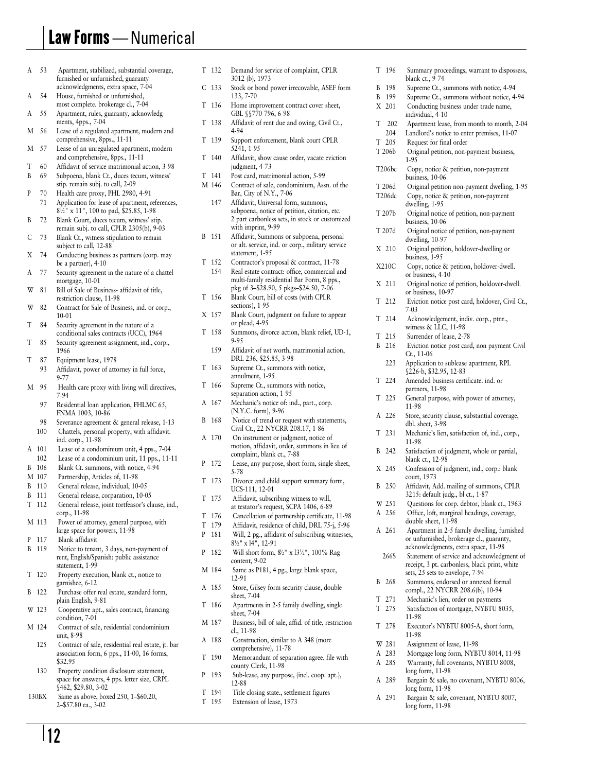# Law Forms — Numerical

A 53 Apartment, stabilized, substantial coverage, furnished or unfurnished, guaranty acknowledgments, extra space, 7-04
A 54 House, furnished or unfurnished, most complete. brokerage cl., 7-04
A 55 Apartment, rules, guaranty, acknowledgments, 4pps., 7-04
M 56 Lease of a regulated apartment, modern and comprehensive, 8pps., 11-11
M 57 Lease of an unregulated apartment, modern and comprehensive, 8pps., 11-11
T 60 Affidavit of service matrimonial action, 3-98
B 69 Subpoena, blank Ct., duces tecum, witness' stip. remain subj. to call, 2-09
P 70 Health care proxy, PHL 2980, 4-91
71 Application for lease of apartment, references, 8½" x 11", 100 to pad, $25.85, 1-98
B 72 Blank Court, duces tecum, witness' stip. remain subj. to call, CPLR 2305(b), 9-03
C 73 Blank Ct., witness stipulation to remain subject to call, 12-88
X 74 Conducting business as partners (corp. may be a partner), 4-10
A 77 Security agreement in the nature of a chattel mortgage, 10-01
W 81 Bill of Sale of Business- affidavit of title, restriction clause, 11-98
W 82 Contract for Sale of Business, ind. or corp., 10-01
T 84 Security agreement in the nature of a conditional sales contracts (UCC), 1964
T 85 Security agreement assignment, ind., corp., 1966
T 87 Equipment lease, 1978
93 Affidavit, power of attorney in full force, 9-77
M 95 Health care proxy with living will directives, 7-94
97 Residential loan application, FHLMC 65, FNMA 1003, 10-86
98 Severance agreement & general release, 1-13
100 Chattels, personal property, with affidavit. ind. corp., 11-98
A 101 Lease of a condominium unit, 4 pps., 7-04
102 Lease of a condominium unit, 11 pps., 11-11
B 106 Blank Ct. summons, with notice, 4-94
M 107 Partnership, Articles of, 11-98
B 110 General release, individual, 10-05
B 111 General release, corparation, 10-05
T 112 General release, joint tortfeasor's clause, ind., corp., 11-98
M 113 Power of attorney, general purpose, with large space for powers, 11-98
P 117 Blank affidavit
B 119 Notice to tenant, 3 days, non-payment of rent, English/Spanish: public assistance statement, 1-99
T 120 Property execution, blank ct., notice to garnishee, 6-12
B 122 Purchase offer real estate, standard form, plain English, 9-81
W 123 Cooperative apt., sales contract, financing condition, 7-01
M 124 Contract of sale, residential condominium unit, 8-98
125 Contract of sale, residential real estate, jt. bar association form, 6 pps., 11-00, 16 forms, $32.95
130 Property condition disclosure statement, space for answers, 4 pps. letter size, CRPL §462, $29.80, 3-02
130BX Same as above, boxed 250, 1–$60.20, 2–$57.80 ea., 3-02
T 132 Demand for service of complaint, CPLR 3012 (b), 1973
C 133 Stock or bond power irrecovable, ASEF form 133, 7-70
T 136 Home improvement contract cover sheet, GBL §§770-796, 6-98
T 138 Affidavit of rent due and owing, Civil Ct., 4-94
T 139 Support enforcement, blank court CPLR 5241, 1-95
T 140 Affidavit, show cause order, vacate eviction judgment, 4-73
T 141 Post card, matrimonial action, 5-99
M 146 Contract of sale, condominium, Assn. of the Bar, City of N.Y., 7-06
147 Affidavit, Universal form, summons, subpoena, notice of petition, citation, etc. 2 part carbonless sets, in stock or customized with imprint, 9-99
B 151 Affidavit, Summons or subpoena, personal or alt. service, ind. or corp., military service statement, 1-95
T 152 Contractor's proposal & contract, 11-78
154 Real estate contract: office, commercial and multi-family residential Bar Form, 8 pps., pkg of 3–$28.90, 5 pkgs–$24.50, 7-06
T 156 Blank Court, bill of costs (with CPLR sections), 1-95
X 157 Blank Court, judgment on failure to appear or plead, 4-95
T 158 Summons, divorce action, blank relief, UD-1, 9-95
159 Affidavit of net worth, matrimonial action, DRL 236, $25.85, 3-98
T 163 Supreme Ct., summons with notice, annulment, 1-95
T 166 Supreme Ct., summons with notice, separation action, 1-95
A 167 Mechanic's notice of: ind., part., corp. (N.Y.C. form), 9-96
B 168 Notice of trend or request with statements, Civil Ct., 22 NYCRR 208.17, 1-86
A 170 On instrument or judgment, notice of motion, affidavit, order, summons in lieu of complaint, blank ct., 7-88
P 172 Lease, any purpose, short form, single sheet, 5-78
T 173 Divorce and child support summary form, UCS-111, 12-01
T 175 Affidavit, subscribing witness to will, at testator's request, SCPA 1406, 6-89
T 176 Cancellation of partnership certificate, 11-98
T 179 Affidavit, residence of child, DRL 75-j, 5-96
P 181 Will, 2 pg., affidavit of subscribing witnesses, 8½" x l4", 12-91
P 182 Will short form, 8½" x l3½", 100% Rag content, 9-02
M 184 Same as P181, 4 pg., large blank space, 12-91
A 185 Store, Gilsey form security clause, double sheet, 7-04
T 186 Apartments in 2-5 family dwelling, single sheet, 7-04
M 187 Business, bill of sale, affid. of title, restriction cl., 11-98
A 188 Construction, similar to A 348 (more comprehensive), 11-78
T 190 Memorandum of separation agree. file with county Clerk, 11-98
P 193 Sub-lease, any purpose, (incl. coop. apt.), 12-88
T 194 Title closing state., settlement figures
T 195 Extension of lease, 1973
T 196 Summary proceedings, warrant to dispossess, blank ct., 9-74
B 198 Supreme Ct., summons with notice, 4-94
B 199 Supreme Ct., summons without notice, 4-94
X 201 Conducting business under trade name, individual, 4-10
T 202 Apartment lease, from month to month, 2-04
204 Landlord's notice to enter premises, 11-07
T 205 Request for final order
T 206b Original petition, non-payment business, 1-95
T206bc Copy, notice & petition, non-payment business, 10-06
T 206d Original petition non-payment dwelling, 1-95
T206dc Copy, notice & petition, non-payment dwelling, 1-95
T 207b Original notice of petition, non-payment business, 10-06
T 207d Original notice of petition, non-payment dwelling, 10-97
X 210 Original petition, holdover-dwelling or business, 1-95
X210C Copy, notice & petition, holdover-dwell. or business, 4-10
X 211 Original notice of petition, holdover-dwell. or business, 10-97
T 212 Eviction notice post card, holdover, Civil Ct., 7-03
T 214 Acknowledgement, indiv. corp., ptnr., witness & LLC, 11-98
T 215 Surrender of lease, 2-78
B 216 Eviction notice post card, non payment Civil Ct., 11-06
223 Application to sublease apartment, RPL §226-b, $32.95, 12-83
T 224 Amended business certificate. ind. or partners, 11-98
T 225 General purpose, with power of attorney, 11-98
A 226 Store, security clause, substantial coverage, dbl. sheet, 3-98
T 231 Mechanic's lien, satisfaction of, ind., corp., 11-98
B 242 Satisfaction of judgment, whole or partial, blank ct., 12-98
X 245 Confession of judgment, ind., corp.: blank court, 1973
B 250 Affidavit, Add. mailing of summons, CPLR 3215: default judg., bl ct., 1-87
W 251 Questions for corp. debtor, blank ct., 1963
A 256 Office, loft, marginal headings, coverage, double sheet, 11-98
A 261 Apartment in 2-5 family dwelling, furnished or unfurnished, brokerage cl., guaranty, acknowledgments, extra space, 11-98
266S Statement of service and acknowledgment of receipt, 3 pt. carbonless, black print, white sets, 25 sets to envelope, 7-94
B 268 Summons, endorsed or annexed formal compl., 22 NYCRR 208.6(b), 10-94
T 271 Mechanic's lien, order on payments
T 275 Satisfaction of mortgage, NYBTU 8035, 11-98
T 278 Executor's NYBTU 8005-A, short form, 11-98
W 281 Assignment of lease, 11-98
A 283 Mortgage long form, NYBTU 8014, 11-98
A 285 Warranty, full covenants, NYBTU 8008, long form, 11-98
A 289 Bargain & sale, no covenant, NYBTU 8006, long form, 11-98
A 291 Bargain & sale, covenant, NYBTU 8007, long form, 11-98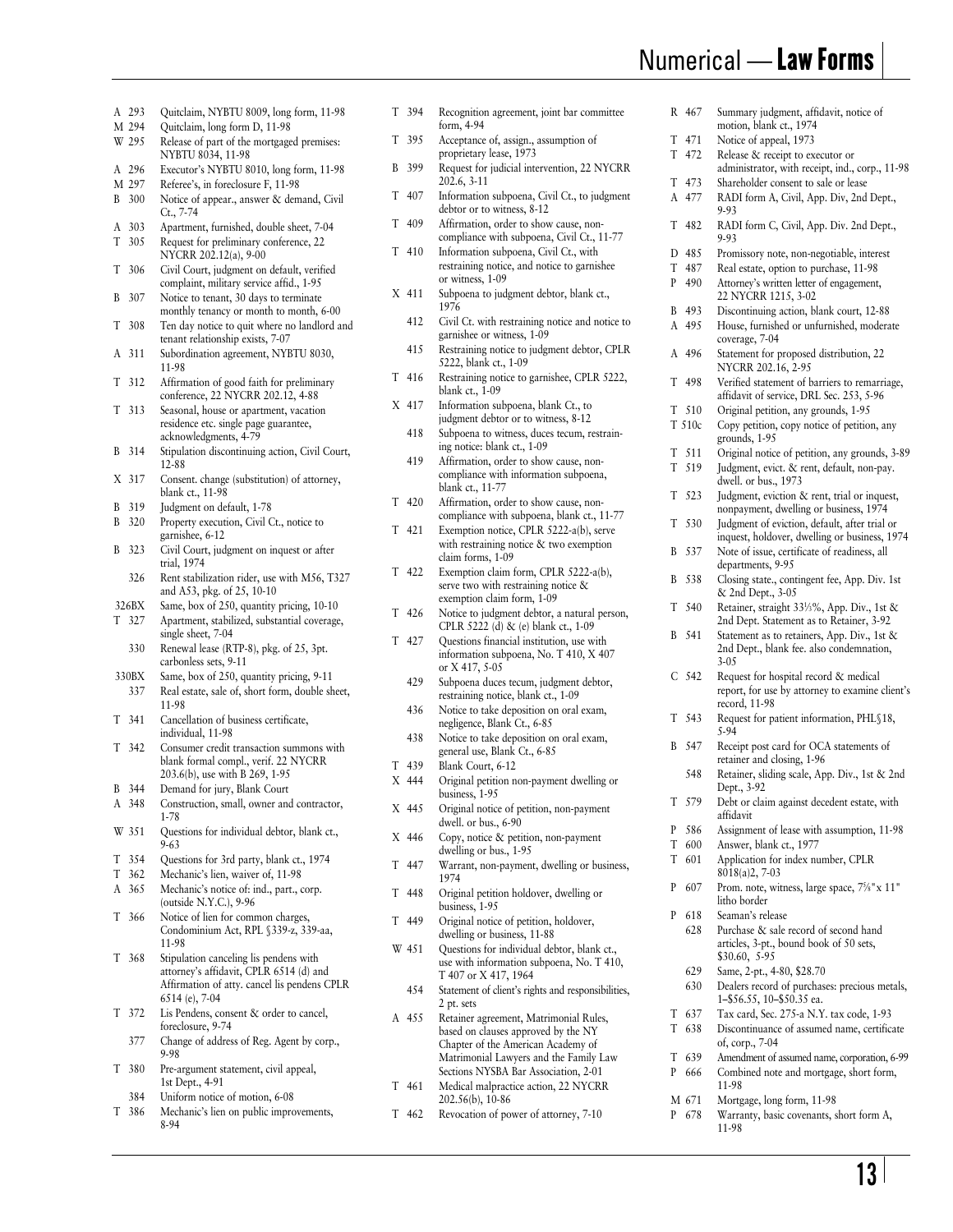# Numerical — Law Forms

| Code | Description |
|---|---|
| A 293 | Quitclaim, NYBTU 8009, long form, 11-98 |
| M 294 | Quitclaim, long form D, 11-98 |
| W 295 | Release of part of the mortgaged premises: NYBTU 8034, 11-98 |
| A 296 | Executor's NYBTU 8010, long form, 11-98 |
| M 297 | Referee's, in foreclosure F, 11-98 |
| B 300 | Notice of appear., answer & demand, Civil Ct., 7-74 |
| A 303 | Apartment, furnished, double sheet, 7-04 |
| T 305 | Request for preliminary conference, 22 NYCRR 202.12(a), 9-00 |
| T 306 | Civil Court, judgment on default, verified complaint, military service affid., 1-95 |
| B 307 | Notice to tenant, 30 days to terminate monthly tenancy or month to month, 6-00 |
| T 308 | Ten day notice to quit where no landlord and tenant relationship exists, 7-07 |
| A 311 | Subordination agreement, NYBTU 8030, 11-98 |
| T 312 | Affirmation of good faith for preliminary conference, 22 NYCRR 202.12, 4-88 |
| T 313 | Seasonal, house or apartment, vacation residence etc. single page guarantee, acknowledgments, 4-79 |
| B 314 | Stipulation discontinuing action, Civil Court, 12-88 |
| X 317 | Consent. change (substitution) of attorney, blank ct., 11-98 |
| B 319 | Judgment on default, 1-78 |
| B 320 | Property execution, Civil Ct., notice to garnishee, 6-12 |
| B 323 | Civil Court, judgment on inquest or after trial, 1974 |
| 326 | Rent stabilization rider, use with M56, T327 and A53, pkg. of 25, 10-10 |
| 326BX | Same, box of 250, quantity pricing, 10-10 |
| T 327 | Apartment, stabilized, substantial coverage, single sheet, 7-04 |
| 330 | Renewal lease (RTP-8), pkg. of 25, 3pt. carbonless sets, 9-11 |
| 330BX | Same, box of 250, quantity pricing, 9-11 |
| 337 | Real estate, sale of, short form, double sheet, 11-98 |
| T 341 | Cancellation of business certificate, individual, 11-98 |
| T 342 | Consumer credit transaction summons with blank formal compl., verif. 22 NYCRR 203.6(b), use with B 269, 1-95 |
| B 344 | Demand for jury, Blank Court |
| A 348 | Construction, small, owner and contractor, 1-78 |
| W 351 | Questions for individual debtor, blank ct., 9-63 |
| T 354 | Questions for 3rd party, blank ct., 1974 |
| T 362 | Mechanic's lien, waiver of, 11-98 |
| A 365 | Mechanic's notice of: ind., part., corp. (outside N.Y.C.), 9-96 |
| T 366 | Notice of lien for common charges, Condominium Act, RPL §339-z, 339-aa, 11-98 |
| T 368 | Stipulation canceling lis pendens with attorney's affidavit, CPLR 6514 (d) and Affirmation of atty. cancel lis pendens CPLR 6514 (e), 7-04 |
| T 372 | Lis Pendens, consent & order to cancel, foreclosure, 9-74 |
| 377 | Change of address of Reg. Agent by corp., 9-98 |
| T 380 | Pre-argument statement, civil appeal, 1st Dept., 4-91 |
| 384 | Uniform notice of motion, 6-08 |
| T 386 | Mechanic's lien on public improvements, 8-94 |
| T 394 | Recognition agreement, joint bar committee form, 4-94 |
| T 395 | Acceptance of, assign., assumption of proprietary lease, 1973 |
| B 399 | Request for judicial intervention, 22 NYCRR 202.6, 3-11 |
| T 407 | Information subpoena, Civil Ct., to judgment debtor or to witness, 8-12 |
| T 409 | Affirmation, order to show cause, non-compliance with subpoena, Civil Ct., 11-77 |
| T 410 | Information subpoena, Civil Ct., with restraining notice, and notice to garnishee or witness, 1-09 |
| X 411 | Subpoena to judgment debtor, blank ct., 1976 |
| 412 | Civil Ct. with restraining notice and notice to garnishee or witness, 1-09 |
| 415 | Restraining notice to judgment debtor, CPLR 5222, blank ct., 1-09 |
| T 416 | Restraining notice to garnishee, CPLR 5222, blank ct., 1-09 |
| X 417 | Information subpoena, blank Ct., to judgment debtor or to witness, 8-12 |
| 418 | Subpoena to witness, duces tecum, restraining notice: blank ct., 1-09 |
| 419 | Affirmation, order to show cause, non-compliance with information subpoena, blank ct., 11-77 |
| T 420 | Affirmation, order to show cause, non-compliance with subpoena, blank ct., 11-77 |
| T 421 | Exemption notice, CPLR 5222-a(b), serve with restraining notice & two exemption claim forms, 1-09 |
| T 422 | Exemption claim form, CPLR 5222-a(b), serve two with restraining notice & exemption claim form, 1-09 |
| T 426 | Notice to judgment debtor, a natural person, CPLR 5222 (d) & (e) blank ct., 1-09 |
| T 427 | Questions financial institution, use with information subpoena, No. T 410, X 407 or X 417, 5-05 |
| 429 | Subpoena duces tecum, judgment debtor, restraining notice, blank ct., 1-09 |
| 436 | Notice to take deposition on oral exam, negligence, Blank Ct., 6-85 |
| 438 | Notice to take deposition on oral exam, general use, Blank Ct., 6-85 |
| T 439 | Blank Court, 6-12 |
| X 444 | Original petition non-payment dwelling or business, 1-95 |
| X 445 | Original notice of petition, non-payment dwell. or bus., 6-90 |
| X 446 | Copy, notice & petition, non-payment dwelling or bus., 1-95 |
| T 447 | Warrant, non-payment, dwelling or business, 1974 |
| T 448 | Original petition holdover, dwelling or business, 1-95 |
| T 449 | Original notice of petition, holdover, dwelling or business, 11-88 |
| W 451 | Questions for individual debtor, blank ct., use with information subpoena, No. T 410, T 407 or X 417, 1964 |
| 454 | Statement of client's rights and responsibilities, 2 pt. sets |
| A 455 | Retainer agreement, Matrimonial Rules, based on clauses approved by the NY Chapter of the American Academy of Matrimonial Lawyers and the Family Law Sections NYSBA Bar Association, 2-01 |
| T 461 | Medical malpractice action, 22 NYCRR 202.56(b), 10-86 |
| T 462 | Revocation of power of attorney, 7-10 |
| R 467 | Summary judgment, affidavit, notice of motion, blank ct., 1974 |
| T 471 | Notice of appeal, 1973 |
| T 472 | Release & receipt to executor or administrator, with receipt, ind., corp., 11-98 |
| T 473 | Shareholder consent to sale or lease |
| A 477 | RADI form A, Civil, App. Div, 2nd Dept., 9-93 |
| T 482 | RADI form C, Civil, App. Div. 2nd Dept., 9-93 |
| D 485 | Promissory note, non-negotiable, interest |
| T 487 | Real estate, option to purchase, 11-98 |
| P 490 | Attorney's written letter of engagement, 22 NYCRR 1215, 3-02 |
| B 493 | Discontinuing action, blank court, 12-88 |
| A 495 | House, furnished or unfurnished, moderate coverage, 7-04 |
| A 496 | Statement for proposed distribution, 22 NYCRR 202.16, 2-95 |
| T 498 | Verified statement of barriers to remarriage, affidavit of service, DRL Sec. 253, 5-96 |
| T 510 | Original petition, any grounds, 1-95 |
| T 510c | Copy petition, copy notice of petition, any grounds, 1-95 |
| T 511 | Original notice of petition, any grounds, 3-89 |
| T 519 | Judgment, evict. & rent, default, non-pay. dwell. or bus., 1973 |
| T 523 | Judgment, eviction & rent, trial or inquest, nonpayment, dwelling or business, 1974 |
| T 530 | Judgment of eviction, default, after trial or inquest, holdover, dwelling or business, 1974 |
| B 537 | Note of issue, certificate of readiness, all departments, 9-95 |
| B 538 | Closing state., contingent fee, App. Div. 1st & 2nd Dept., 3-05 |
| T 540 | Retainer, straight 33⅓%, App. Div., 1st & 2nd Dept. Statement as to Retainer, 3-92 |
| B 541 | Statement as to retainers, App. Div., 1st & 2nd Dept., blank fee. also condemnation, 3-05 |
| C 542 | Request for hospital record & medical report, for use by attorney to examine client's record, 11-98 |
| T 543 | Request for patient information, PHL§18, 5-94 |
| B 547 | Receipt post card for OCA statements of retainer and closing, 1-96 |
| 548 | Retainer, sliding scale, App. Div., 1st & 2nd Dept., 3-92 |
| T 579 | Debt or claim against decedent estate, with affidavit |
| P 586 | Assignment of lease with assumption, 11-98 |
| T 600 | Answer, blank ct., 1977 |
| T 601 | Application for index number, CPLR 8018(a)2, 7-03 |
| P 607 | Prom. note, witness, large space, 7⅝"x 11" litho border |
| P 618 | Seaman's release |
| 628 | Purchase & sale record of second hand articles, 3-pt., bound book of 50 sets, \$30.60, 5-95 |
| 629 | Same, 2-pt., 4-80, \$28.70 |
| 630 | Dealers record of purchases: precious metals, 1–\$56.55, 10–\$50.35 ea. |
| T 637 | Tax card, Sec. 275-a N.Y. tax code, 1-93 |
| T 638 | Discontinuance of assumed name, certificate of, corp., 7-04 |
| T 639 | Amendment of assumed name, corporation, 6-99 |
| P 666 | Combined note and mortgage, short form, 11-98 |
| M 671 | Mortgage, long form, 11-98 |
| P 678 | Warranty, basic covenants, short form A, 11-98 |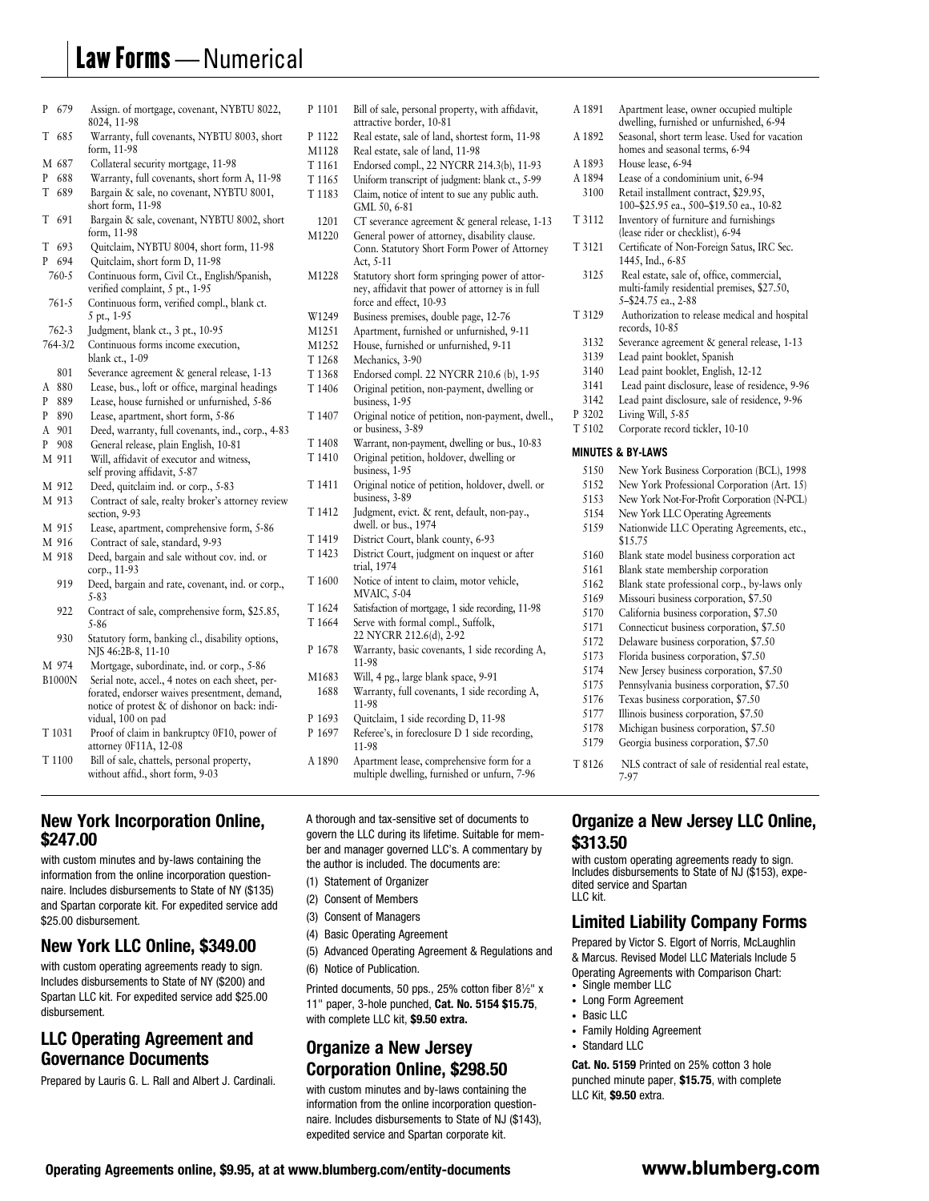# Law Forms — Numerical

| | | |
|---|---|---|
| P | 679 | Assign. of mortgage, covenant, NYBTU 8022, 8024, 11-98 |
| T | 685 | Warranty, full covenants, NYBTU 8003, short form, 11-98 |
| M | 687 | Collateral security mortgage, 11-98 |
| P | 688 | Warranty, full covenants, short form A, 11-98 |
| T | 689 | Bargain & sale, no covenant, NYBTU 8001, short form, 11-98 |
| T | 691 | Bargain & sale, covenant, NYBTU 8002, short form, 11-98 |
| T | 693 | Quitclaim, NYBTU 8004, short form, 11-98 |
| P | 694 | Quitclaim, short form D, 11-98 |
| | 760-5 | Continuous form, Civil Ct., English/Spanish, verified complaint, 5 pt., 1-95 |
| | 761-5 | Continuous form, verified compl., blank ct. 5 pt., 1-95 |
| | 762-3 | Judgment, blank ct., 3 pt., 10-95 |
| | 764-3/2 | Continuous forms income execution, blank ct., 1-09 |
| | 801 | Severance agreement & general release, 1-13 |
| A | 880 | Lease, bus., loft or office, marginal headings |
| P | 889 | Lease, house furnished or unfurnished, 5-86 |
| P | 890 | Lease, apartment, short form, 5-86 |
| A | 901 | Deed, warranty, full covenants, ind., corp., 4-83 |
| P | 908 | General release, plain English, 10-81 |
| M | 911 | Will, affidavit of executor and witness, self proving affidavit, 5-87 |
| M | 912 | Deed, quitclaim ind. or corp., 5-83 |
| M | 913 | Contract of sale, realty broker's attorney review section, 9-93 |
| M | 915 | Lease, apartment, comprehensive form, 5-86 |
| M | 916 | Contract of sale, standard, 9-93 |
| M | 918 | Deed, bargain and sale without cov. ind. or corp., 11-93 |
| | 919 | Deed, bargain and rate, covenant, ind. or corp., 5-83 |
| | 922 | Contract of sale, comprehensive form, $25.85, 5-86 |
| | 930 | Statutory form, banking cl., disability options, NJS 46:2B-8, 11-10 |
| M | 974 | Mortgage, subordinate, ind. or corp., 5-86 |
| | B1000N | Serial note, accel., 4 notes on each sheet, perforated, endorser waives presentment, demand, notice of protest & of dishonor on back: individual, 100 on pad |
| T | 1031 | Proof of claim in bankruptcy 0F10, power of attorney 0F11A, 12-08 |
| T | 1100 | Bill of sale, chattels, personal property, without affid., short form, 9-03 |
| P | 1101 | Bill of sale, personal property, with affidavit, attractive border, 10-81 |
| P | 1122 | Real estate, sale of land, shortest form, 11-98 |
| M | 1128 | Real estate, sale of land, 11-98 |
| T | 1161 | Endorsed compl., 22 NYCRR 214.3(b), 11-93 |
| T | 1165 | Uniform transcript of judgment: blank ct., 5-99 |
| T | 1183 | Claim, notice of intent to sue any public auth. GML 50, 6-81 |
| | 1201 | CT severance agreement & general release, 1-13 |
| M | 1220 | General power of attorney, disability clause. Conn. Statutory Short Form Power of Attorney Act, 5-11 |
| M | 1228 | Statutory short form springing power of attorney, affidavit that power of attorney is in full force and effect, 10-93 |
| W | 1249 | Business premises, double page, 12-76 |
| M | 1251 | Apartment, furnished or unfurnished, 9-11 |
| M | 1252 | House, furnished or unfurnished, 9-11 |
| T | 1268 | Mechanics, 3-90 |
| T | 1368 | Endorsed compl. 22 NYCRR 210.6 (b), 1-95 |
| T | 1406 | Original petition, non-payment, dwelling or business, 1-95 |
| T | 1407 | Original notice of petition, non-payment, dwell., or business, 3-89 |
| T | 1408 | Warrant, non-payment, dwelling or bus., 10-83 |
| T | 1410 | Original petition, holdover, dwelling or business, 1-95 |
| T | 1411 | Original notice of petition, holdover, dwell. or business, 3-89 |
| T | 1412 | Judgment, evict. & rent, default, non-pay., dwell. or bus., 1974 |
| T | 1419 | District Court, blank county, 6-93 |
| T | 1423 | District Court, judgment on inquest or after trial, 1974 |
| T | 1600 | Notice of intent to claim, motor vehicle, MVAIC, 5-04 |
| T | 1624 | Satisfaction of mortgage, 1 side recording, 11-98 |
| T | 1664 | Serve with formal compl., Suffolk, 22 NYCRR 212.6(d), 2-92 |
| P | 1678 | Warranty, basic covenants, 1 side recording A, 11-98 |
| M | 1683 | Will, 4 pg., large blank space, 9-91 |
| | 1688 | Warranty, full covenants, 1 side recording A, 11-98 |
| P | 1693 | Quitclaim, 1 side recording D, 11-98 |
| P | 1697 | Referee's, in foreclosure D 1 side recording, 11-98 |
| A | 1890 | Apartment lease, comprehensive form for a multiple dwelling, furnished or unfurn., 7-96 |
| A | 1891 | Apartment lease, owner occupied multiple dwelling, furnished or unfurnished, 6-94 |
| A | 1892 | Seasonal, short term lease. Used for vacation homes and seasonal terms, 6-94 |
| A | 1893 | House lease, 6-94 |
| A | 1894 | Lease of a condominium unit, 6-94 |
| | 3100 | Retail installment contract, $29.95, 100–$25.95 ea., 500–$19.50 ea., 10-82 |
| T | 3112 | Inventory of furniture and furnishings (lease rider or checklist), 6-94 |
| T | 3121 | Certificate of Non-Foreign Satus, IRC Sec. 1445, Ind., 6-85 |
| | 3125 | Real estate, sale of, office, commercial, multi-family residential premises, $27.50, 5–$24.75 ea., 2-88 |
| T | 3129 | Authorization to release medical and hospital records, 10-85 |
| | 3132 | Severance agreement & general release, 1-13 |
| | 3139 | Lead paint booklet, Spanish |
| | 3140 | Lead paint booklet, English, 12-12 |
| | 3141 | Lead paint disclosure, lease of residence, 9-96 |
| | 3142 | Lead paint disclosure, sale of residence, 9-96 |
| P | 3202 | Living Will, 5-85 |
| T | 5102 | Corporate record tickler, 10-10 |

**MINUTES & BY-LAWS**

| | |
|---|---|
| 5150 | New York Business Corporation (BCL), 1998 |
| 5152 | New York Professional Corporation (Art. 15) |
| 5153 | New York Not-For-Profit Corporation (N-PCL) |
| 5154 | New York LLC Operating Agreements |
| 5159 | Nationwide LLC Operating Agreements, etc., $15.75 |
| 5160 | Blank state model business corporation act |
| 5161 | Blank state membership corporation |
| 5162 | Blank state professional corp., by-laws only |
| 5169 | Missouri business corporation, $7.50 |
| 5170 | California business corporation, $7.50 |
| 5171 | Connecticut business corporation, $7.50 |
| 5172 | Delaware business corporation, $7.50 |
| 5173 | Florida business corporation, $7.50 |
| 5174 | New Jersey business corporation, $7.50 |
| 5175 | Pennsylvania business corporation, $7.50 |
| 5176 | Texas business corporation, $7.50 |
| 5177 | Illinois business corporation, $7.50 |
| 5178 | Michigan business corporation, $7.50 |
| 5179 | Georgia business corporation, $7.50 |
| T 8126 | NLS contract of sale of residential real estate, 7-97 |

## New York Incorporation Online, $247.00

with custom minutes and by-laws containing the information from the online incorporation questionnaire. Includes disbursements to State of NY ($135) and Spartan corporate kit. For expedited service add $25.00 disbursement.

## New York LLC Online, $349.00

with custom operating agreements ready to sign. Includes disbursements to State of NY ($200) and Spartan LLC kit. For expedited service add $25.00 disbursement.

## LLC Operating Agreement and Governance Documents

Prepared by Lauris G. L. Rall and Albert J. Cardinali. A thorough and tax-sensitive set of documents to govern the LLC during its lifetime. Suitable for member and manager governed LLC's. A commentary by the author is included. The documents are:

(1) Statement of Organizer
(2) Consent of Members
(3) Consent of Managers
(4) Basic Operating Agreement
(5) Advanced Operating Agreement & Regulations and
(6) Notice of Publication.

Printed documents, 50 pps., 25% cotton fiber 8½" x 11" paper, 3-hole punched, **Cat. No. 5154 $15.75**, with complete LLC kit, **$9.50 extra.**

## Organize a New Jersey Corporation Online, $298.50

with custom minutes and by-laws containing the information from the online incorporation questionnaire. Includes disbursements to State of NJ ($143), expedited service and Spartan corporate kit.

## Organize a New Jersey LLC Online, $313.50

with custom operating agreements ready to sign. Includes disbursements to State of NJ ($153), expedited service and Spartan LLC kit.

## Limited Liability Company Forms

Prepared by Victor S. Elgort of Norris, McLaughlin & Marcus. Revised Model LLC Materials Include 5 Operating Agreements with Comparison Chart:

- Single member LLC
- Long Form Agreement
- Basic LLC
- Family Holding Agreement
- Standard LLC

**Cat. No. 5159** Printed on 25% cotton 3 hole punched minute paper, **$15.75**, with complete LLC Kit, **$9.50** extra.

**Operating Agreements online, $9.95, at at www.blumberg.com/entity-documents**

**www.blumberg.com**